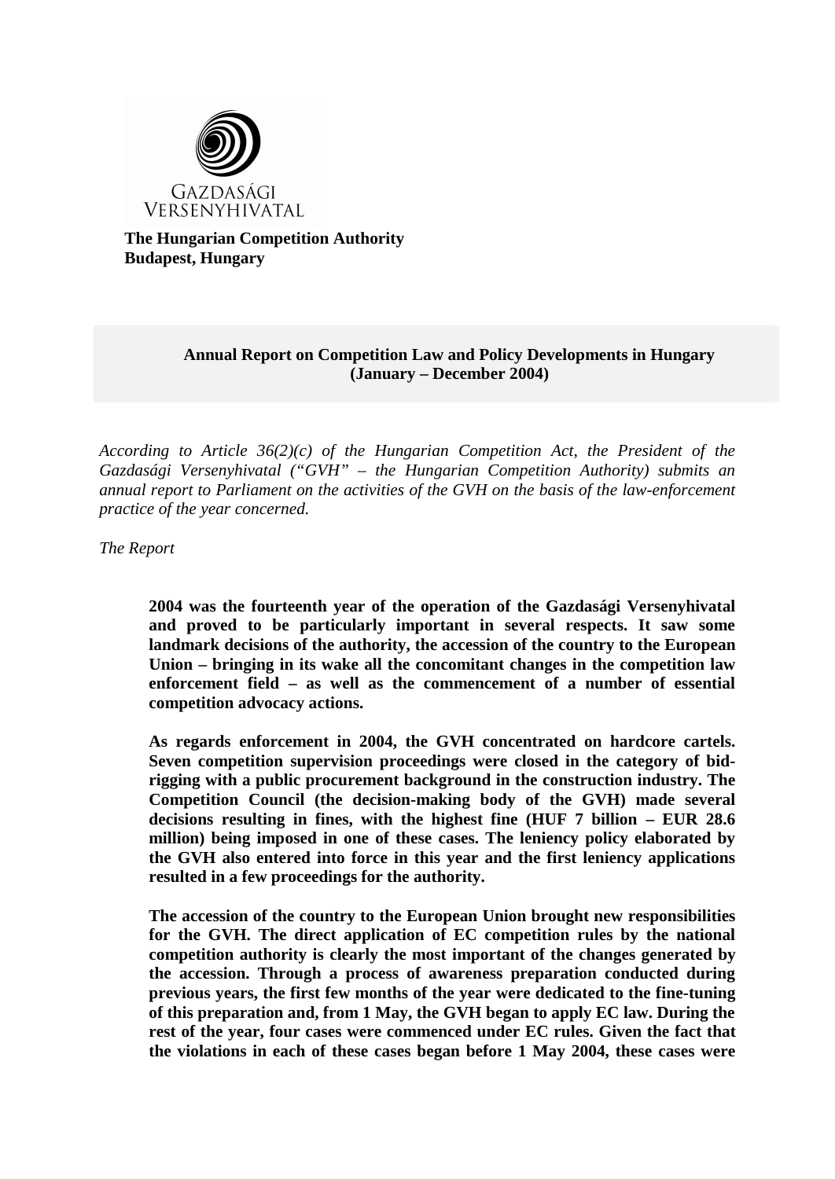GAZDASÁGI VERSENYHIVATAL

**The Hungarian Competition Authority**
**Budapest, Hungary**

**Annual Report on Competition Law and Policy Developments in Hungary (January – December 2004)**

*According to Article 36(2)(c) of the Hungarian Competition Act, the President of the Gazdasági Versenyhivatal ("GVH" – the Hungarian Competition Authority) submits an annual report to Parliament on the activities of the GVH on the basis of the law-enforcement practice of the year concerned.*

*The Report*

**2004 was the fourteenth year of the operation of the Gazdasági Versenyhivatal and proved to be particularly important in several respects. It saw some landmark decisions of the authority, the accession of the country to the European Union – bringing in its wake all the concomitant changes in the competition law enforcement field – as well as the commencement of a number of essential competition advocacy actions.**

**As regards enforcement in 2004, the GVH concentrated on hardcore cartels. Seven competition supervision proceedings were closed in the category of bid-rigging with a public procurement background in the construction industry. The Competition Council (the decision-making body of the GVH) made several decisions resulting in fines, with the highest fine (HUF 7 billion – EUR 28.6 million) being imposed in one of these cases. The leniency policy elaborated by the GVH also entered into force in this year and the first leniency applications resulted in a few proceedings for the authority.**

**The accession of the country to the European Union brought new responsibilities for the GVH. The direct application of EC competition rules by the national competition authority is clearly the most important of the changes generated by the accession. Through a process of awareness preparation conducted during previous years, the first few months of the year were dedicated to the fine-tuning of this preparation and, from 1 May, the GVH began to apply EC law. During the rest of the year, four cases were commenced under EC rules. Given the fact that the violations in each of these cases began before 1 May 2004, these cases were**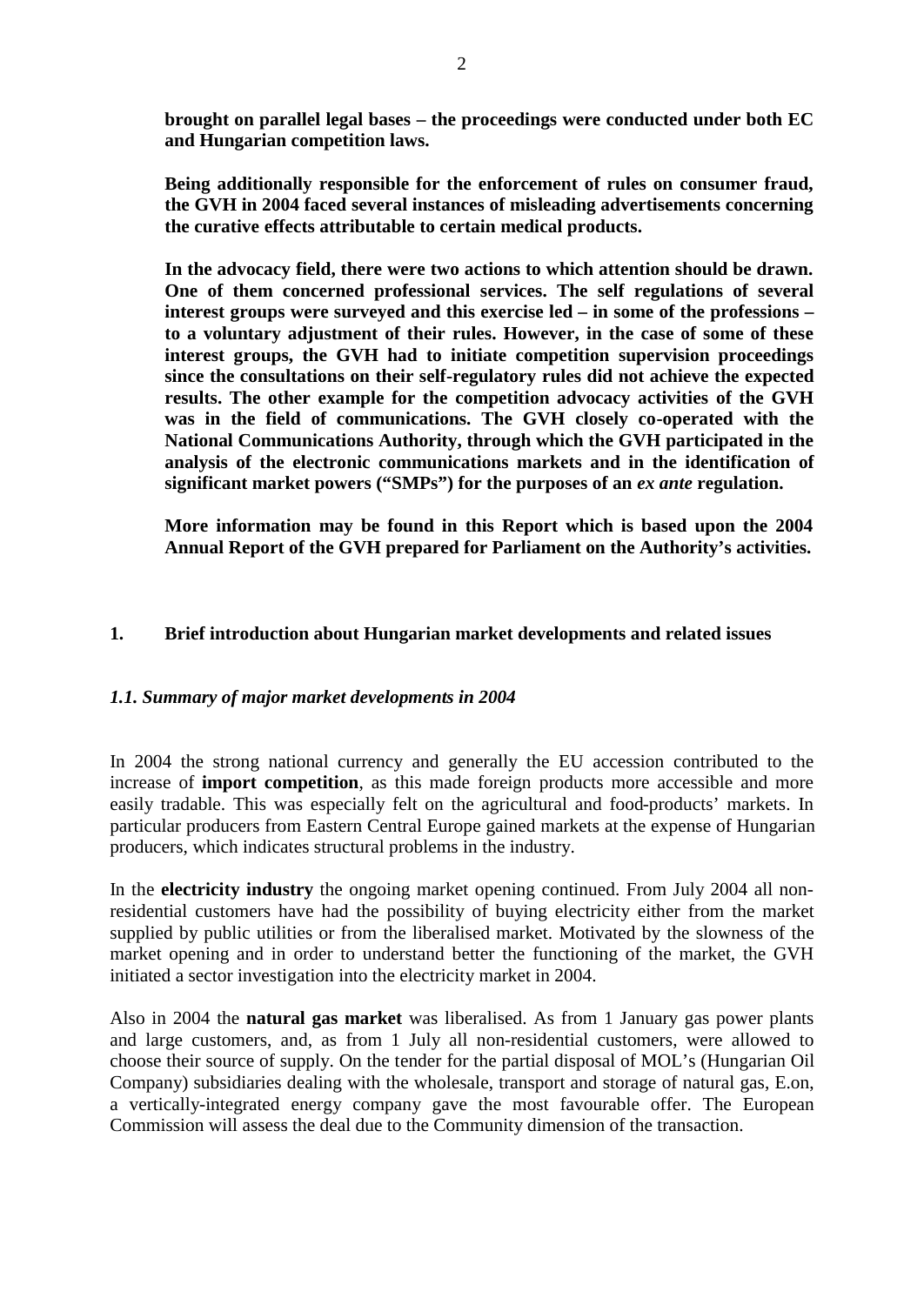**brought on parallel legal bases – the proceedings were conducted under both EC and Hungarian competition laws.**

**Being additionally responsible for the enforcement of rules on consumer fraud, the GVH in 2004 faced several instances of misleading advertisements concerning the curative effects attributable to certain medical products.**

**In the advocacy field, there were two actions to which attention should be drawn. One of them concerned professional services. The self regulations of several interest groups were surveyed and this exercise led – in some of the professions – to a voluntary adjustment of their rules. However, in the case of some of these interest groups, the GVH had to initiate competition supervision proceedings since the consultations on their self-regulatory rules did not achieve the expected results. The other example for the competition advocacy activities of the GVH was in the field of communications. The GVH closely co-operated with the National Communications Authority, through which the GVH participated in the analysis of the electronic communications markets and in the identification of significant market powers ("SMPs") for the purposes of an *ex ante* regulation.**

**More information may be found in this Report which is based upon the 2004 Annual Report of the GVH prepared for Parliament on the Authority's activities.**

## 1. Brief introduction about Hungarian market developments and related issues

### *1.1. Summary of major market developments in 2004*

In 2004 the strong national currency and generally the EU accession contributed to the increase of **import competition**, as this made foreign products more accessible and more easily tradable. This was especially felt on the agricultural and food-products' markets. In particular producers from Eastern Central Europe gained markets at the expense of Hungarian producers, which indicates structural problems in the industry.

In the **electricity industry** the ongoing market opening continued. From July 2004 all non-residential customers have had the possibility of buying electricity either from the market supplied by public utilities or from the liberalised market. Motivated by the slowness of the market opening and in order to understand better the functioning of the market, the GVH initiated a sector investigation into the electricity market in 2004.

Also in 2004 the **natural gas market** was liberalised. As from 1 January gas power plants and large customers, and, as from 1 July all non-residential customers, were allowed to choose their source of supply. On the tender for the partial disposal of MOL's (Hungarian Oil Company) subsidiaries dealing with the wholesale, transport and storage of natural gas, E.on, a vertically-integrated energy company gave the most favourable offer. The European Commission will assess the deal due to the Community dimension of the transaction.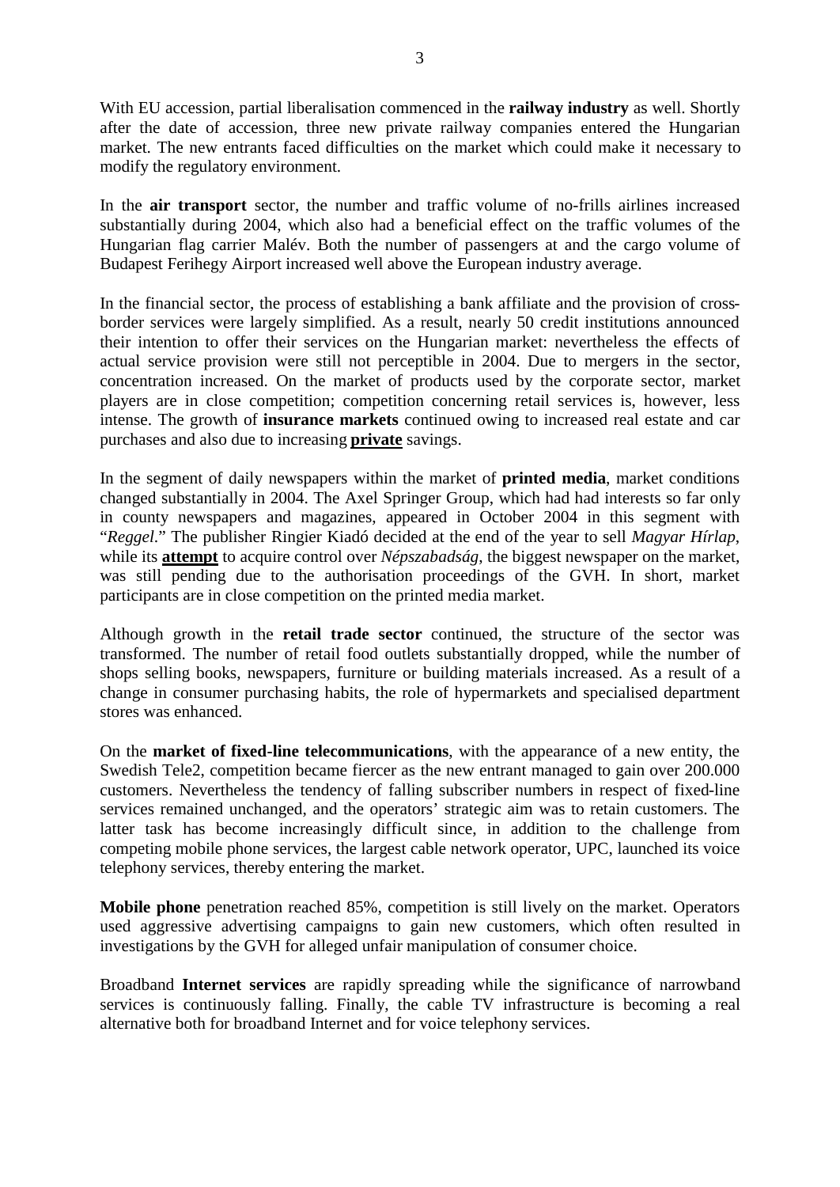With EU accession, partial liberalisation commenced in the **railway industry** as well. Shortly after the date of accession, three new private railway companies entered the Hungarian market. The new entrants faced difficulties on the market which could make it necessary to modify the regulatory environment.

In the **air transport** sector, the number and traffic volume of no-frills airlines increased substantially during 2004, which also had a beneficial effect on the traffic volumes of the Hungarian flag carrier Malév. Both the number of passengers at and the cargo volume of Budapest Ferihegy Airport increased well above the European industry average.

In the financial sector, the process of establishing a bank affiliate and the provision of cross-border services were largely simplified. As a result, nearly 50 credit institutions announced their intention to offer their services on the Hungarian market: nevertheless the effects of actual service provision were still not perceptible in 2004. Due to mergers in the sector, concentration increased. On the market of products used by the corporate sector, market players are in close competition; competition concerning retail services is, however, less intense. The growth of **insurance markets** continued owing to increased real estate and car purchases and also due to increasing **private** savings.

In the segment of daily newspapers within the market of **printed media**, market conditions changed substantially in 2004. The Axel Springer Group, which had had interests so far only in county newspapers and magazines, appeared in October 2004 in this segment with "*Reggel*." The publisher Ringier Kiadó decided at the end of the year to sell *Magyar Hírlap*, while its **attempt** to acquire control over *Népszabadság*, the biggest newspaper on the market, was still pending due to the authorisation proceedings of the GVH. In short, market participants are in close competition on the printed media market.

Although growth in the **retail trade sector** continued, the structure of the sector was transformed. The number of retail food outlets substantially dropped, while the number of shops selling books, newspapers, furniture or building materials increased. As a result of a change in consumer purchasing habits, the role of hypermarkets and specialised department stores was enhanced.

On the **market of fixed-line telecommunications**, with the appearance of a new entity, the Swedish Tele2, competition became fiercer as the new entrant managed to gain over 200.000 customers. Nevertheless the tendency of falling subscriber numbers in respect of fixed-line services remained unchanged, and the operators' strategic aim was to retain customers. The latter task has become increasingly difficult since, in addition to the challenge from competing mobile phone services, the largest cable network operator, UPC, launched its voice telephony services, thereby entering the market.

**Mobile phone** penetration reached 85%, competition is still lively on the market. Operators used aggressive advertising campaigns to gain new customers, which often resulted in investigations by the GVH for alleged unfair manipulation of consumer choice.

Broadband **Internet services** are rapidly spreading while the significance of narrowband services is continuously falling. Finally, the cable TV infrastructure is becoming a real alternative both for broadband Internet and for voice telephony services.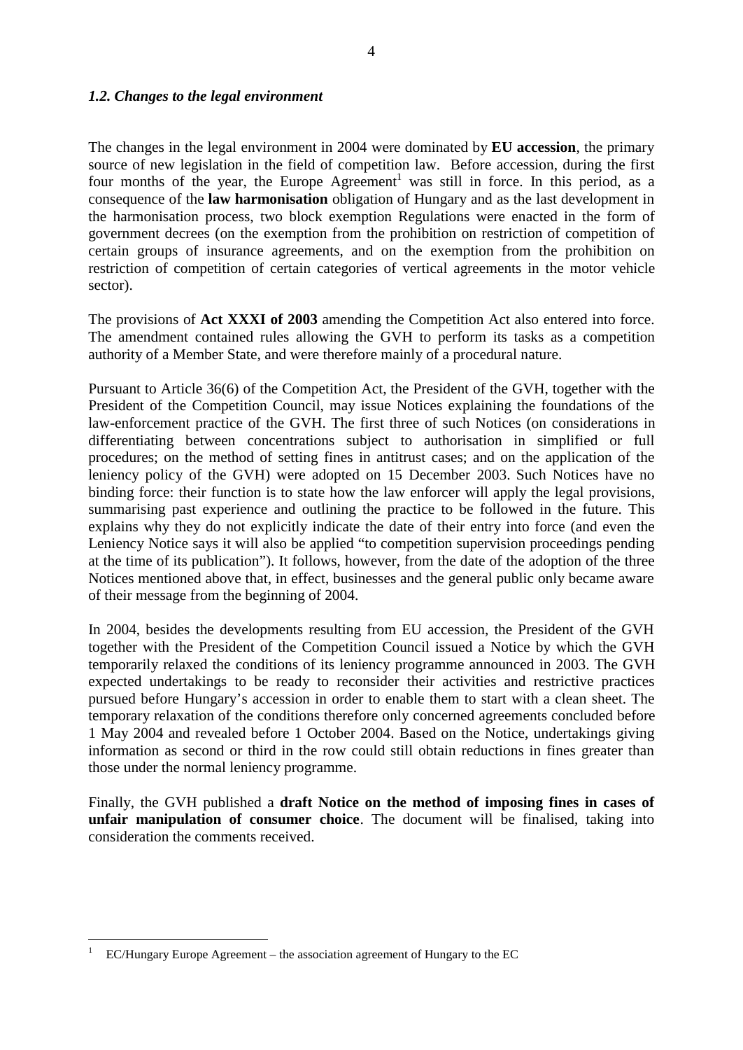### *1.2. Changes to the legal environment*

The changes in the legal environment in 2004 were dominated by **EU accession**, the primary source of new legislation in the field of competition law. Before accession, during the first four months of the year, the Europe Agreement[1] was still in force. In this period, as a consequence of the **law harmonisation** obligation of Hungary and as the last development in the harmonisation process, two block exemption Regulations were enacted in the form of government decrees (on the exemption from the prohibition on restriction of competition of certain groups of insurance agreements, and on the exemption from the prohibition on restriction of competition of certain categories of vertical agreements in the motor vehicle sector).

The provisions of **Act XXXI of 2003** amending the Competition Act also entered into force. The amendment contained rules allowing the GVH to perform its tasks as a competition authority of a Member State, and were therefore mainly of a procedural nature.

Pursuant to Article 36(6) of the Competition Act, the President of the GVH, together with the President of the Competition Council, may issue Notices explaining the foundations of the law-enforcement practice of the GVH. The first three of such Notices (on considerations in differentiating between concentrations subject to authorisation in simplified or full procedures; on the method of setting fines in antitrust cases; and on the application of the leniency policy of the GVH) were adopted on 15 December 2003. Such Notices have no binding force: their function is to state how the law enforcer will apply the legal provisions, summarising past experience and outlining the practice to be followed in the future. This explains why they do not explicitly indicate the date of their entry into force (and even the Leniency Notice says it will also be applied "to competition supervision proceedings pending at the time of its publication"). It follows, however, from the date of the adoption of the three Notices mentioned above that, in effect, businesses and the general public only became aware of their message from the beginning of 2004.

In 2004, besides the developments resulting from EU accession, the President of the GVH together with the President of the Competition Council issued a Notice by which the GVH temporarily relaxed the conditions of its leniency programme announced in 2003. The GVH expected undertakings to be ready to reconsider their activities and restrictive practices pursued before Hungary's accession in order to enable them to start with a clean sheet. The temporary relaxation of the conditions therefore only concerned agreements concluded before 1 May 2004 and revealed before 1 October 2004. Based on the Notice, undertakings giving information as second or third in the row could still obtain reductions in fines greater than those under the normal leniency programme.

Finally, the GVH published a **draft Notice on the method of imposing fines in cases of unfair manipulation of consumer choice**. The document will be finalised, taking into consideration the comments received.

---

[1] EC/Hungary Europe Agreement – the association agreement of Hungary to the EC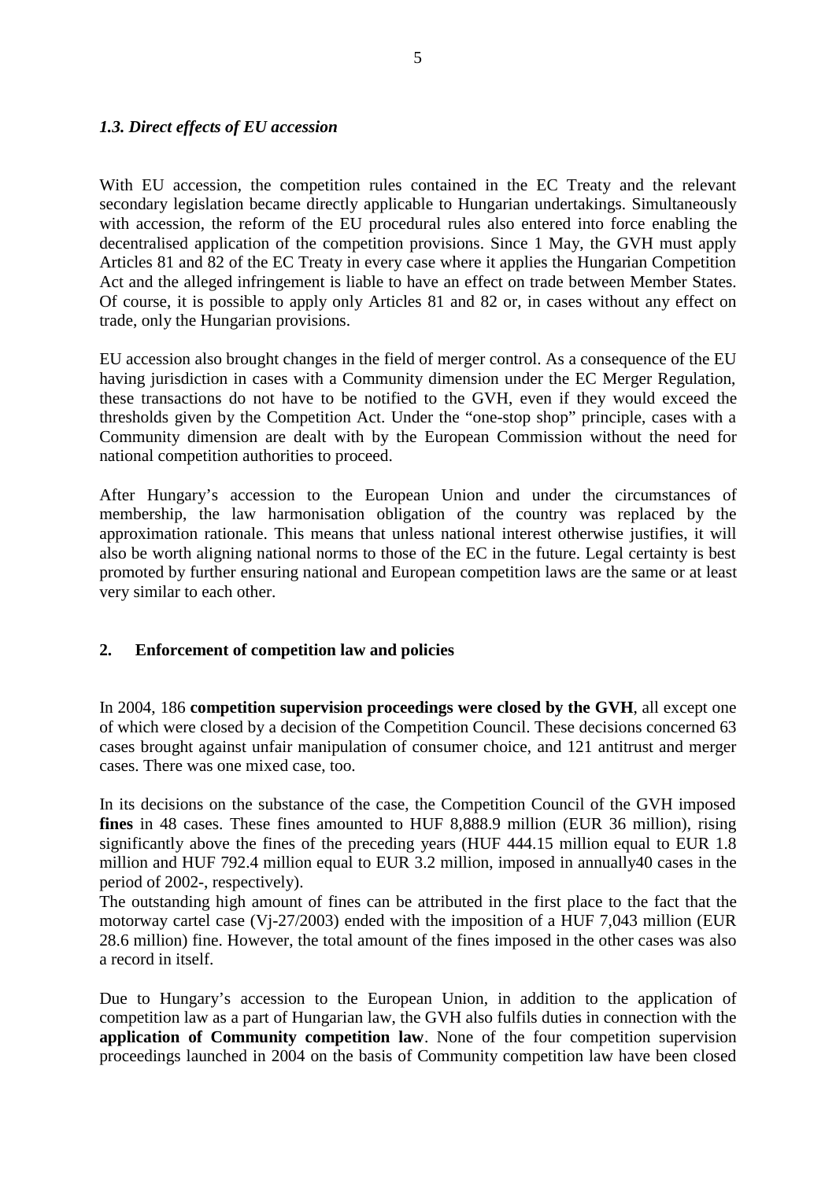### *1.3. Direct effects of EU accession*

With EU accession, the competition rules contained in the EC Treaty and the relevant secondary legislation became directly applicable to Hungarian undertakings. Simultaneously with accession, the reform of the EU procedural rules also entered into force enabling the decentralised application of the competition provisions. Since 1 May, the GVH must apply Articles 81 and 82 of the EC Treaty in every case where it applies the Hungarian Competition Act and the alleged infringement is liable to have an effect on trade between Member States. Of course, it is possible to apply only Articles 81 and 82 or, in cases without any effect on trade, only the Hungarian provisions.

EU accession also brought changes in the field of merger control. As a consequence of the EU having jurisdiction in cases with a Community dimension under the EC Merger Regulation, these transactions do not have to be notified to the GVH, even if they would exceed the thresholds given by the Competition Act. Under the "one-stop shop" principle, cases with a Community dimension are dealt with by the European Commission without the need for national competition authorities to proceed.

After Hungary's accession to the European Union and under the circumstances of membership, the law harmonisation obligation of the country was replaced by the approximation rationale. This means that unless national interest otherwise justifies, it will also be worth aligning national norms to those of the EC in the future. Legal certainty is best promoted by further ensuring national and European competition laws are the same or at least very similar to each other.

## 2. Enforcement of competition law and policies

In 2004, 186 **competition supervision proceedings were closed by the GVH**, all except one of which were closed by a decision of the Competition Council. These decisions concerned 63 cases brought against unfair manipulation of consumer choice, and 121 antitrust and merger cases. There was one mixed case, too.

In its decisions on the substance of the case, the Competition Council of the GVH imposed **fines** in 48 cases. These fines amounted to HUF 8,888.9 million (EUR 36 million), rising significantly above the fines of the preceding years (HUF 444.15 million equal to EUR 1.8 million and HUF 792.4 million equal to EUR 3.2 million, imposed in annually40 cases in the period of 2002-, respectively).

The outstanding high amount of fines can be attributed in the first place to the fact that the motorway cartel case (Vj-27/2003) ended with the imposition of a HUF 7,043 million (EUR 28.6 million) fine. However, the total amount of the fines imposed in the other cases was also a record in itself.

Due to Hungary's accession to the European Union, in addition to the application of competition law as a part of Hungarian law, the GVH also fulfils duties in connection with the **application of Community competition law**. None of the four competition supervision proceedings launched in 2004 on the basis of Community competition law have been closed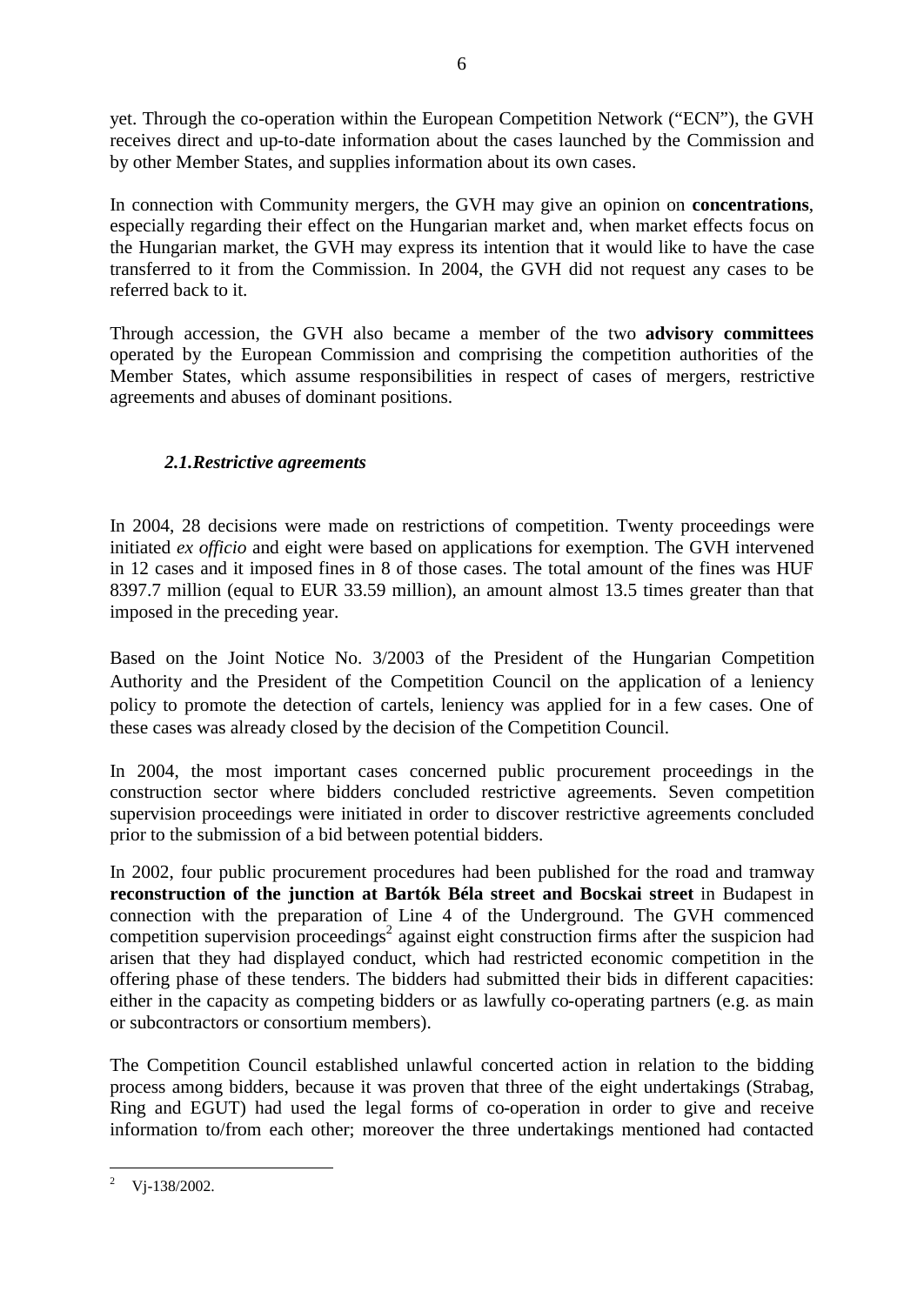yet. Through the co-operation within the European Competition Network ("ECN"), the GVH receives direct and up-to-date information about the cases launched by the Commission and by other Member States, and supplies information about its own cases.

In connection with Community mergers, the GVH may give an opinion on **concentrations**, especially regarding their effect on the Hungarian market and, when market effects focus on the Hungarian market, the GVH may express its intention that it would like to have the case transferred to it from the Commission. In 2004, the GVH did not request any cases to be referred back to it.

Through accession, the GVH also became a member of the two **advisory committees** operated by the European Commission and comprising the competition authorities of the Member States, which assume responsibilities in respect of cases of mergers, restrictive agreements and abuses of dominant positions.

### *2.1.Restrictive agreements*

In 2004, 28 decisions were made on restrictions of competition. Twenty proceedings were initiated *ex officio* and eight were based on applications for exemption. The GVH intervened in 12 cases and it imposed fines in 8 of those cases. The total amount of the fines was HUF 8397.7 million (equal to EUR 33.59 million), an amount almost 13.5 times greater than that imposed in the preceding year.

Based on the Joint Notice No. 3/2003 of the President of the Hungarian Competition Authority and the President of the Competition Council on the application of a leniency policy to promote the detection of cartels, leniency was applied for in a few cases. One of these cases was already closed by the decision of the Competition Council.

In 2004, the most important cases concerned public procurement proceedings in the construction sector where bidders concluded restrictive agreements. Seven competition supervision proceedings were initiated in order to discover restrictive agreements concluded prior to the submission of a bid between potential bidders.

In 2002, four public procurement procedures had been published for the road and tramway **reconstruction of the junction at Bartók Béla street and Bocskai street** in Budapest in connection with the preparation of Line 4 of the Underground. The GVH commenced competition supervision proceedings[2] against eight construction firms after the suspicion had arisen that they had displayed conduct, which had restricted economic competition in the offering phase of these tenders. The bidders had submitted their bids in different capacities: either in the capacity as competing bidders or as lawfully co-operating partners (e.g. as main or subcontractors or consortium members).

The Competition Council established unlawful concerted action in relation to the bidding process among bidders, because it was proven that three of the eight undertakings (Strabag, Ring and EGUT) had used the legal forms of co-operation in order to give and receive information to/from each other; moreover the three undertakings mentioned had contacted

---

[2] Vj-138/2002.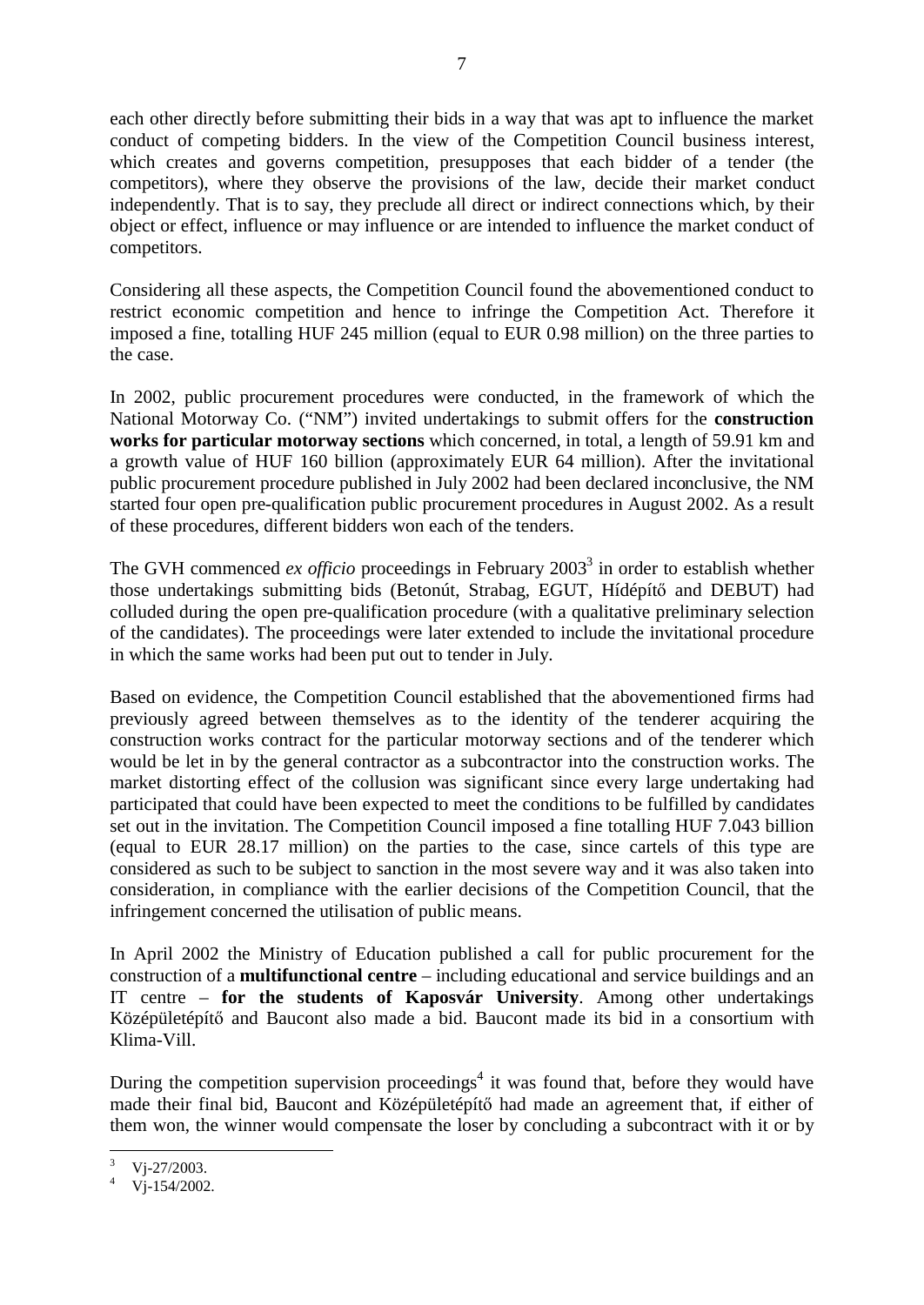each other directly before submitting their bids in a way that was apt to influence the market conduct of competing bidders. In the view of the Competition Council business interest, which creates and governs competition, presupposes that each bidder of a tender (the competitors), where they observe the provisions of the law, decide their market conduct independently. That is to say, they preclude all direct or indirect connections which, by their object or effect, influence or may influence or are intended to influence the market conduct of competitors.

Considering all these aspects, the Competition Council found the abovementioned conduct to restrict economic competition and hence to infringe the Competition Act. Therefore it imposed a fine, totalling HUF 245 million (equal to EUR 0.98 million) on the three parties to the case.

In 2002, public procurement procedures were conducted, in the framework of which the National Motorway Co. ("NM") invited undertakings to submit offers for the **construction works for particular motorway sections** which concerned, in total, a length of 59.91 km and a growth value of HUF 160 billion (approximately EUR 64 million). After the invitational public procurement procedure published in July 2002 had been declared inconclusive, the NM started four open pre-qualification public procurement procedures in August 2002. As a result of these procedures, different bidders won each of the tenders.

The GVH commenced *ex officio* proceedings in February 2003[3] in order to establish whether those undertakings submitting bids (Betonút, Strabag, EGUT, Hídépítő and DEBUT) had colluded during the open pre-qualification procedure (with a qualitative preliminary selection of the candidates). The proceedings were later extended to include the invitational procedure in which the same works had been put out to tender in July.

Based on evidence, the Competition Council established that the abovementioned firms had previously agreed between themselves as to the identity of the tenderer acquiring the construction works contract for the particular motorway sections and of the tenderer which would be let in by the general contractor as a subcontractor into the construction works. The market distorting effect of the collusion was significant since every large undertaking had participated that could have been expected to meet the conditions to be fulfilled by candidates set out in the invitation. The Competition Council imposed a fine totalling HUF 7.043 billion (equal to EUR 28.17 million) on the parties to the case, since cartels of this type are considered as such to be subject to sanction in the most severe way and it was also taken into consideration, in compliance with the earlier decisions of the Competition Council, that the infringement concerned the utilisation of public means.

In April 2002 the Ministry of Education published a call for public procurement for the construction of a **multifunctional centre** – including educational and service buildings and an IT centre – **for the students of Kaposvár University**. Among other undertakings Középületépítő and Baucont also made a bid. Baucont made its bid in a consortium with Klima-Vill.

During the competition supervision proceedings[4] it was found that, before they would have made their final bid, Baucont and Középületépítő had made an agreement that, if either of them won, the winner would compensate the loser by concluding a subcontract with it or by

[3] Vj-27/2003.

[4] Vj-154/2002.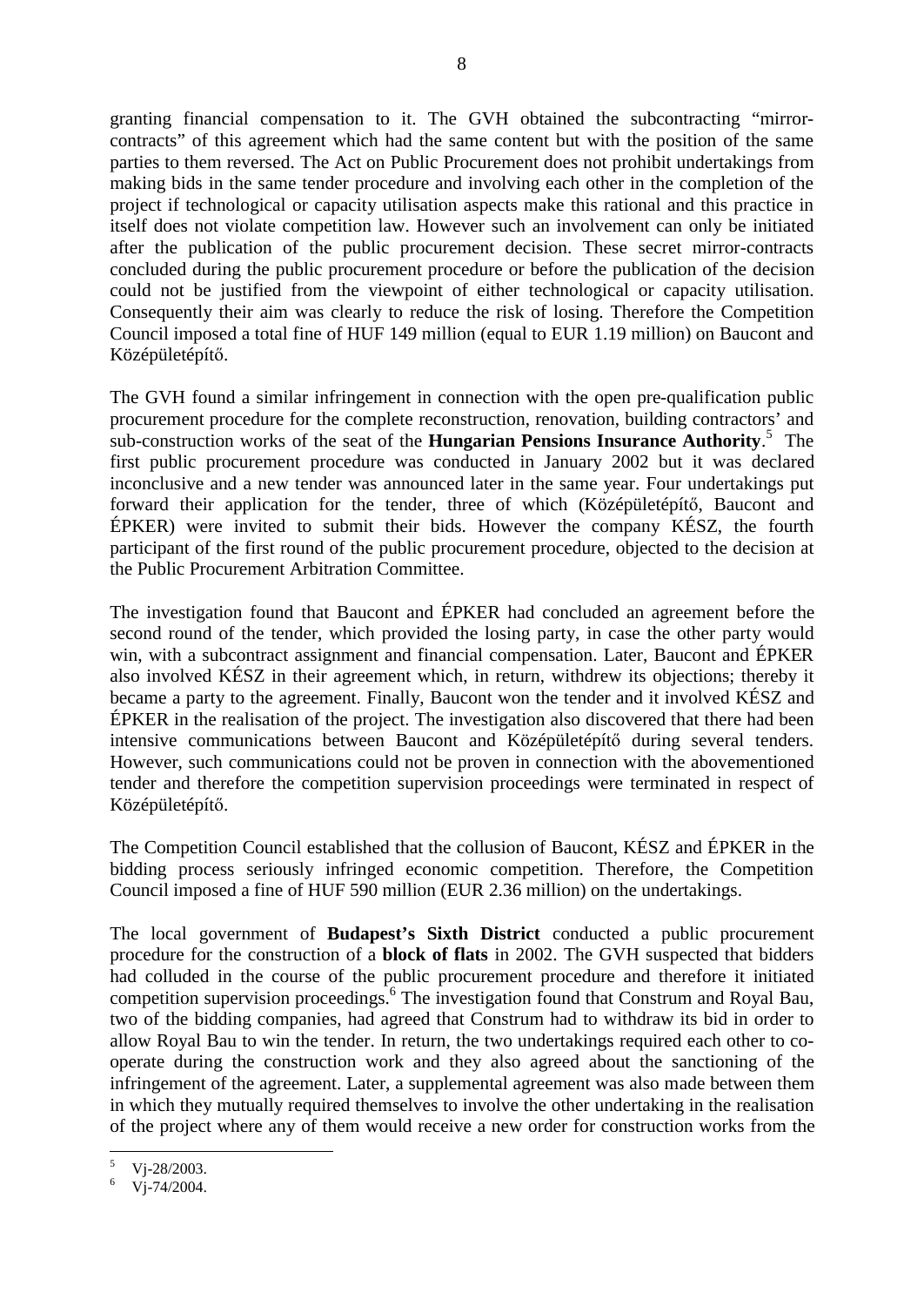granting financial compensation to it. The GVH obtained the subcontracting "mirror-contracts" of this agreement which had the same content but with the position of the same parties to them reversed. The Act on Public Procurement does not prohibit undertakings from making bids in the same tender procedure and involving each other in the completion of the project if technological or capacity utilisation aspects make this rational and this practice in itself does not violate competition law. However such an involvement can only be initiated after the publication of the public procurement decision. These secret mirror-contracts concluded during the public procurement procedure or before the publication of the decision could not be justified from the viewpoint of either technological or capacity utilisation. Consequently their aim was clearly to reduce the risk of losing. Therefore the Competition Council imposed a total fine of HUF 149 million (equal to EUR 1.19 million) on Baucont and Középületépítő.

The GVH found a similar infringement in connection with the open pre-qualification public procurement procedure for the complete reconstruction, renovation, building contractors' and sub-construction works of the seat of the **Hungarian Pensions Insurance Authority**.[5] The first public procurement procedure was conducted in January 2002 but it was declared inconclusive and a new tender was announced later in the same year. Four undertakings put forward their application for the tender, three of which (Középületépítő, Baucont and ÉPKER) were invited to submit their bids. However the company KÉSZ, the fourth participant of the first round of the public procurement procedure, objected to the decision at the Public Procurement Arbitration Committee.

The investigation found that Baucont and ÉPKER had concluded an agreement before the second round of the tender, which provided the losing party, in case the other party would win, with a subcontract assignment and financial compensation. Later, Baucont and ÉPKER also involved KÉSZ in their agreement which, in return, withdrew its objections; thereby it became a party to the agreement. Finally, Baucont won the tender and it involved KÉSZ and ÉPKER in the realisation of the project. The investigation also discovered that there had been intensive communications between Baucont and Középületépítő during several tenders. However, such communications could not be proven in connection with the abovementioned tender and therefore the competition supervision proceedings were terminated in respect of Középületépítő.

The Competition Council established that the collusion of Baucont, KÉSZ and ÉPKER in the bidding process seriously infringed economic competition. Therefore, the Competition Council imposed a fine of HUF 590 million (EUR 2.36 million) on the undertakings.

The local government of **Budapest's Sixth District** conducted a public procurement procedure for the construction of a **block of flats** in 2002. The GVH suspected that bidders had colluded in the course of the public procurement procedure and therefore it initiated competition supervision proceedings.[6] The investigation found that Construm and Royal Bau, two of the bidding companies, had agreed that Construm had to withdraw its bid in order to allow Royal Bau to win the tender. In return, the two undertakings required each other to co-operate during the construction work and they also agreed about the sanctioning of the infringement of the agreement. Later, a supplemental agreement was also made between them in which they mutually required themselves to involve the other undertaking in the realisation of the project where any of them would receive a new order for construction works from the

---

[5] Vj-28/2003.

[6] Vj-74/2004.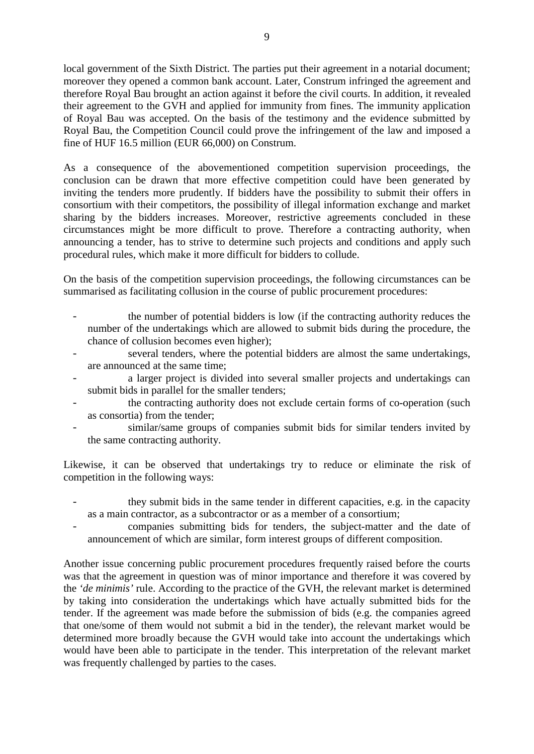local government of the Sixth District. The parties put their agreement in a notarial document; moreover they opened a common bank account. Later, Construm infringed the agreement and therefore Royal Bau brought an action against it before the civil courts. In addition, it revealed their agreement to the GVH and applied for immunity from fines. The immunity application of Royal Bau was accepted. On the basis of the testimony and the evidence submitted by Royal Bau, the Competition Council could prove the infringement of the law and imposed a fine of HUF 16.5 million (EUR 66,000) on Construm.

As a consequence of the abovementioned competition supervision proceedings, the conclusion can be drawn that more effective competition could have been generated by inviting the tenders more prudently. If bidders have the possibility to submit their offers in consortium with their competitors, the possibility of illegal information exchange and market sharing by the bidders increases. Moreover, restrictive agreements concluded in these circumstances might be more difficult to prove. Therefore a contracting authority, when announcing a tender, has to strive to determine such projects and conditions and apply such procedural rules, which make it more difficult for bidders to collude.

On the basis of the competition supervision proceedings, the following circumstances can be summarised as facilitating collusion in the course of public procurement procedures:

- the number of potential bidders is low (if the contracting authority reduces the number of the undertakings which are allowed to submit bids during the procedure, the chance of collusion becomes even higher);
- several tenders, where the potential bidders are almost the same undertakings, are announced at the same time;
- a larger project is divided into several smaller projects and undertakings can submit bids in parallel for the smaller tenders;
- the contracting authority does not exclude certain forms of co-operation (such as consortia) from the tender;
- similar/same groups of companies submit bids for similar tenders invited by the same contracting authority.

Likewise, it can be observed that undertakings try to reduce or eliminate the risk of competition in the following ways:

- they submit bids in the same tender in different capacities, e.g. in the capacity as a main contractor, as a subcontractor or as a member of a consortium;
- companies submitting bids for tenders, the subject-matter and the date of announcement of which are similar, form interest groups of different composition.

Another issue concerning public procurement procedures frequently raised before the courts was that the agreement in question was of minor importance and therefore it was covered by the '*de minimis'* rule. According to the practice of the GVH, the relevant market is determined by taking into consideration the undertakings which have actually submitted bids for the tender. If the agreement was made before the submission of bids (e.g. the companies agreed that one/some of them would not submit a bid in the tender), the relevant market would be determined more broadly because the GVH would take into account the undertakings which would have been able to participate in the tender. This interpretation of the relevant market was frequently challenged by parties to the cases.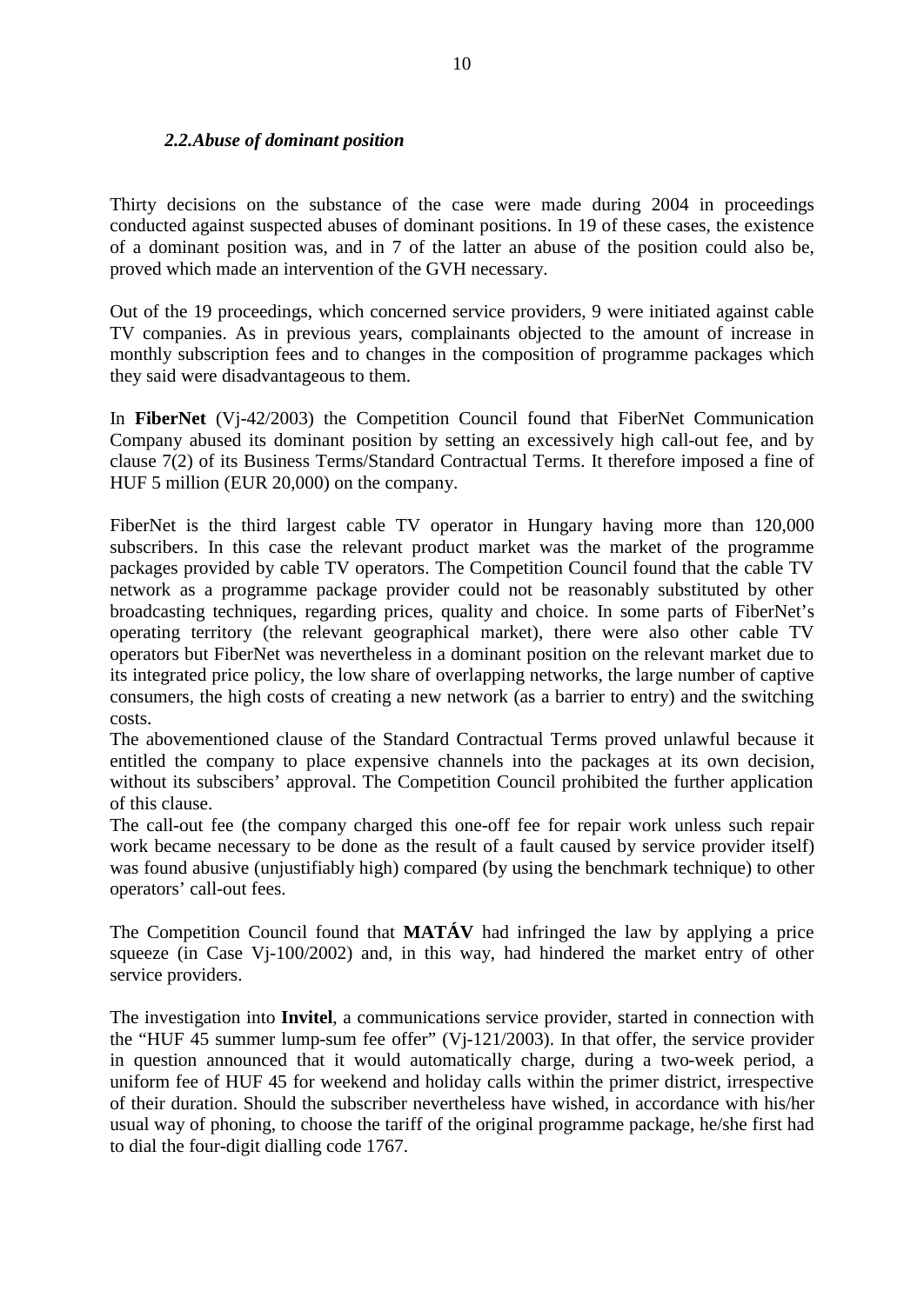### *2.2.Abuse of dominant position*

Thirty decisions on the substance of the case were made during 2004 in proceedings conducted against suspected abuses of dominant positions. In 19 of these cases, the existence of a dominant position was, and in 7 of the latter an abuse of the position could also be, proved which made an intervention of the GVH necessary.

Out of the 19 proceedings, which concerned service providers, 9 were initiated against cable TV companies. As in previous years, complainants objected to the amount of increase in monthly subscription fees and to changes in the composition of programme packages which they said were disadvantageous to them.

In **FiberNet** (Vj-42/2003) the Competition Council found that FiberNet Communication Company abused its dominant position by setting an excessively high call-out fee, and by clause 7(2) of its Business Terms/Standard Contractual Terms. It therefore imposed a fine of HUF 5 million (EUR 20,000) on the company.

FiberNet is the third largest cable TV operator in Hungary having more than 120,000 subscribers. In this case the relevant product market was the market of the programme packages provided by cable TV operators. The Competition Council found that the cable TV network as a programme package provider could not be reasonably substituted by other broadcasting techniques, regarding prices, quality and choice. In some parts of FiberNet's operating territory (the relevant geographical market), there were also other cable TV operators but FiberNet was nevertheless in a dominant position on the relevant market due to its integrated price policy, the low share of overlapping networks, the large number of captive consumers, the high costs of creating a new network (as a barrier to entry) and the switching costs.
The abovementioned clause of the Standard Contractual Terms proved unlawful because it entitled the company to place expensive channels into the packages at its own decision, without its subscibers' approval. The Competition Council prohibited the further application of this clause.
The call-out fee (the company charged this one-off fee for repair work unless such repair work became necessary to be done as the result of a fault caused by service provider itself) was found abusive (unjustifiably high) compared (by using the benchmark technique) to other operators' call-out fees.

The Competition Council found that **MATÁV** had infringed the law by applying a price squeeze (in Case Vj-100/2002) and, in this way, had hindered the market entry of other service providers.

The investigation into **Invitel**, a communications service provider, started in connection with the "HUF 45 summer lump-sum fee offer" (Vj-121/2003). In that offer, the service provider in question announced that it would automatically charge, during a two-week period, a uniform fee of HUF 45 for weekend and holiday calls within the primer district, irrespective of their duration. Should the subscriber nevertheless have wished, in accordance with his/her usual way of phoning, to choose the tariff of the original programme package, he/she first had to dial the four-digit dialling code 1767.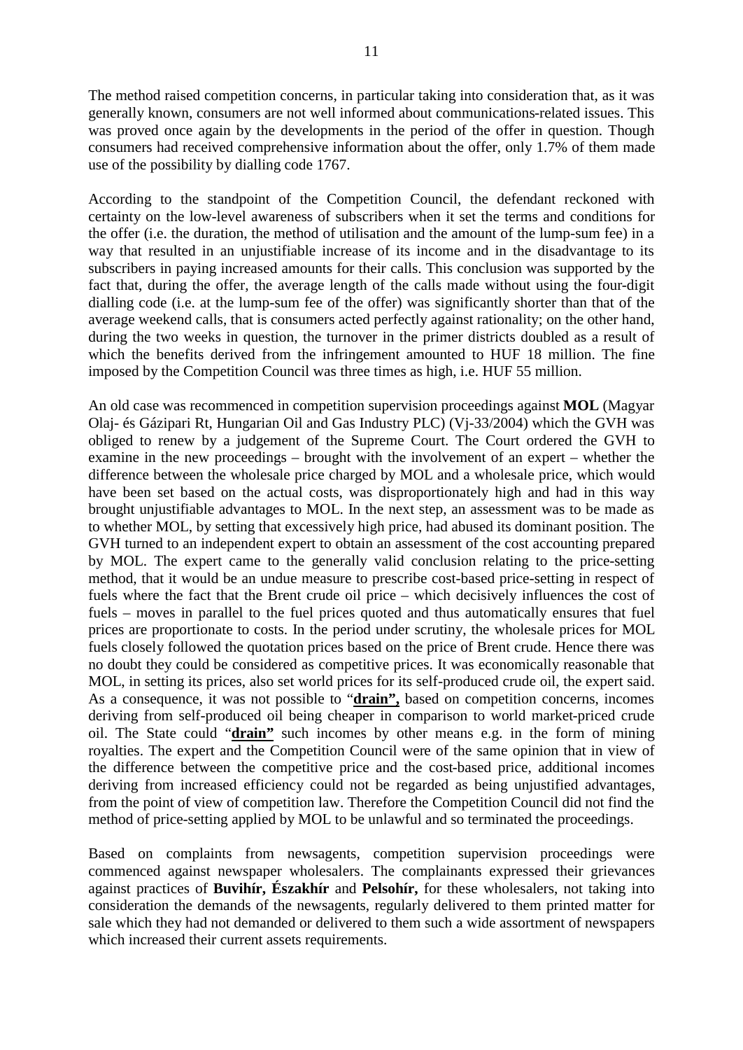The method raised competition concerns, in particular taking into consideration that, as it was generally known, consumers are not well informed about communications-related issues. This was proved once again by the developments in the period of the offer in question. Though consumers had received comprehensive information about the offer, only 1.7% of them made use of the possibility by dialling code 1767.

According to the standpoint of the Competition Council, the defendant reckoned with certainty on the low-level awareness of subscribers when it set the terms and conditions for the offer (i.e. the duration, the method of utilisation and the amount of the lump-sum fee) in a way that resulted in an unjustifiable increase of its income and in the disadvantage to its subscribers in paying increased amounts for their calls. This conclusion was supported by the fact that, during the offer, the average length of the calls made without using the four-digit dialling code (i.e. at the lump-sum fee of the offer) was significantly shorter than that of the average weekend calls, that is consumers acted perfectly against rationality; on the other hand, during the two weeks in question, the turnover in the primer districts doubled as a result of which the benefits derived from the infringement amounted to HUF 18 million. The fine imposed by the Competition Council was three times as high, i.e. HUF 55 million.

An old case was recommenced in competition supervision proceedings against **MOL** (Magyar Olaj- és Gázipari Rt, Hungarian Oil and Gas Industry PLC) (Vj-33/2004) which the GVH was obliged to renew by a judgement of the Supreme Court. The Court ordered the GVH to examine in the new proceedings – brought with the involvement of an expert – whether the difference between the wholesale price charged by MOL and a wholesale price, which would have been set based on the actual costs, was disproportionately high and had in this way brought unjustifiable advantages to MOL. In the next step, an assessment was to be made as to whether MOL, by setting that excessively high price, had abused its dominant position. The GVH turned to an independent expert to obtain an assessment of the cost accounting prepared by MOL. The expert came to the generally valid conclusion relating to the price-setting method, that it would be an undue measure to prescribe cost-based price-setting in respect of fuels where the fact that the Brent crude oil price – which decisively influences the cost of fuels – moves in parallel to the fuel prices quoted and thus automatically ensures that fuel prices are proportionate to costs. In the period under scrutiny, the wholesale prices for MOL fuels closely followed the quotation prices based on the price of Brent crude. Hence there was no doubt they could be considered as competitive prices. It was economically reasonable that MOL, in setting its prices, also set world prices for its self-produced crude oil, the expert said. As a consequence, it was not possible to "**drain",** based on competition concerns, incomes deriving from self-produced oil being cheaper in comparison to world market-priced crude oil. The State could "**drain"** such incomes by other means e.g. in the form of mining royalties. The expert and the Competition Council were of the same opinion that in view of the difference between the competitive price and the cost-based price, additional incomes deriving from increased efficiency could not be regarded as being unjustified advantages, from the point of view of competition law. Therefore the Competition Council did not find the method of price-setting applied by MOL to be unlawful and so terminated the proceedings.

Based on complaints from newsagents, competition supervision proceedings were commenced against newspaper wholesalers. The complainants expressed their grievances against practices of **Buvihír, Északhír** and **Pelsohír,** for these wholesalers, not taking into consideration the demands of the newsagents, regularly delivered to them printed matter for sale which they had not demanded or delivered to them such a wide assortment of newspapers which increased their current assets requirements.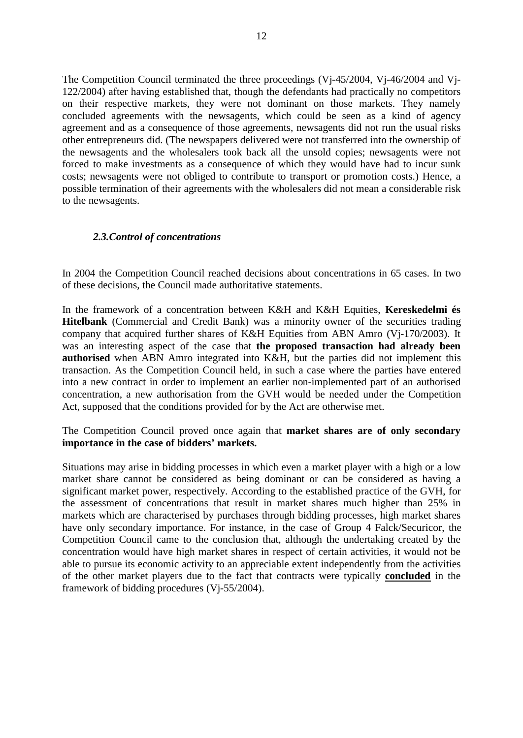The Competition Council terminated the three proceedings (Vj-45/2004, Vj-46/2004 and Vj-122/2004) after having established that, though the defendants had practically no competitors on their respective markets, they were not dominant on those markets. They namely concluded agreements with the newsagents, which could be seen as a kind of agency agreement and as a consequence of those agreements, newsagents did not run the usual risks other entrepreneurs did. (The newspapers delivered were not transferred into the ownership of the newsagents and the wholesalers took back all the unsold copies; newsagents were not forced to make investments as a consequence of which they would have had to incur sunk costs; newsagents were not obliged to contribute to transport or promotion costs.) Hence, a possible termination of their agreements with the wholesalers did not mean a considerable risk to the newsagents.

### *2.3.Control of concentrations*

In 2004 the Competition Council reached decisions about concentrations in 65 cases. In two of these decisions, the Council made authoritative statements.

In the framework of a concentration between K&H and K&H Equities, **Kereskedelmi és Hitelbank** (Commercial and Credit Bank) was a minority owner of the securities trading company that acquired further shares of K&H Equities from ABN Amro (Vj-170/2003). It was an interesting aspect of the case that **the proposed transaction had already been authorised** when ABN Amro integrated into K&H, but the parties did not implement this transaction. As the Competition Council held, in such a case where the parties have entered into a new contract in order to implement an earlier non-implemented part of an authorised concentration, a new authorisation from the GVH would be needed under the Competition Act, supposed that the conditions provided for by the Act are otherwise met.

The Competition Council proved once again that **market shares are of only secondary importance in the case of bidders' markets.**

Situations may arise in bidding processes in which even a market player with a high or a low market share cannot be considered as being dominant or can be considered as having a significant market power, respectively. According to the established practice of the GVH, for the assessment of concentrations that result in market shares much higher than 25% in markets which are characterised by purchases through bidding processes, high market shares have only secondary importance. For instance, in the case of Group 4 Falck/Securicor, the Competition Council came to the conclusion that, although the undertaking created by the concentration would have high market shares in respect of certain activities, it would not be able to pursue its economic activity to an appreciable extent independently from the activities of the other market players due to the fact that contracts were typically **concluded** in the framework of bidding procedures (Vj-55/2004).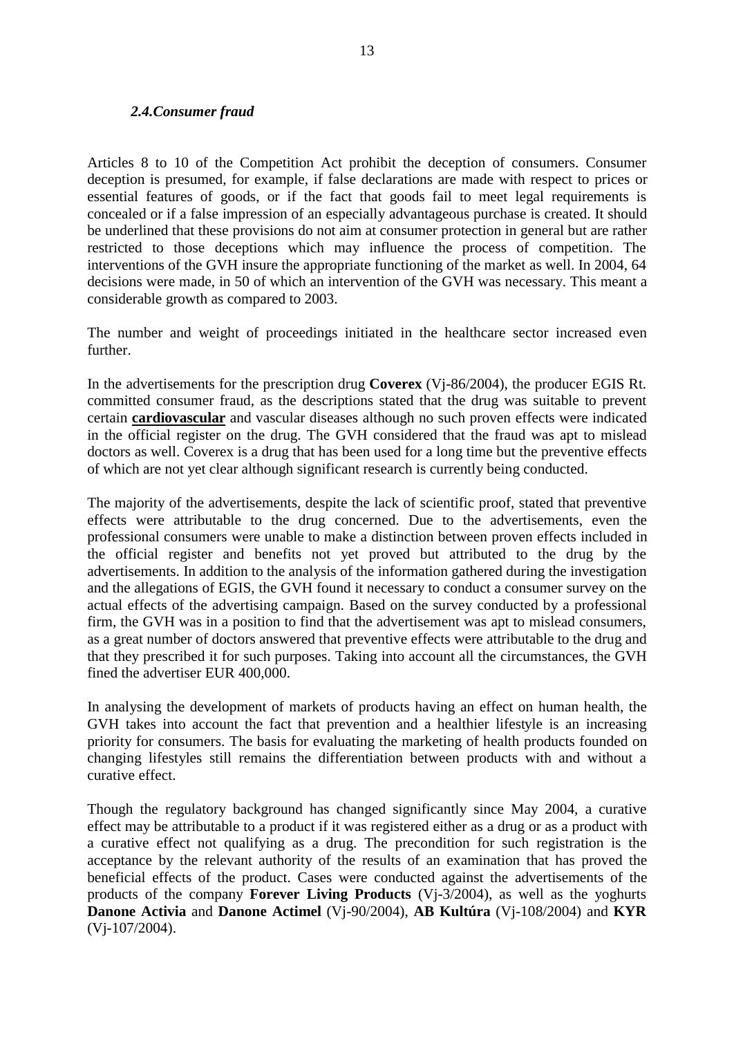### *2.4.Consumer fraud*

Articles 8 to 10 of the Competition Act prohibit the deception of consumers. Consumer deception is presumed, for example, if false declarations are made with respect to prices or essential features of goods, or if the fact that goods fail to meet legal requirements is concealed or if a false impression of an especially advantageous purchase is created. It should be underlined that these provisions do not aim at consumer protection in general but are rather restricted to those deceptions which may influence the process of competition. The interventions of the GVH insure the appropriate functioning of the market as well. In 2004, 64 decisions were made, in 50 of which an intervention of the GVH was necessary. This meant a considerable growth as compared to 2003.

The number and weight of proceedings initiated in the healthcare sector increased even further.

In the advertisements for the prescription drug **Coverex** (Vj-86/2004), the producer EGIS Rt. committed consumer fraud, as the descriptions stated that the drug was suitable to prevent certain **cardiovascular** and vascular diseases although no such proven effects were indicated in the official register on the drug. The GVH considered that the fraud was apt to mislead doctors as well. Coverex is a drug that has been used for a long time but the preventive effects of which are not yet clear although significant research is currently being conducted.

The majority of the advertisements, despite the lack of scientific proof, stated that preventive effects were attributable to the drug concerned. Due to the advertisements, even the professional consumers were unable to make a distinction between proven effects included in the official register and benefits not yet proved but attributed to the drug by the advertisements. In addition to the analysis of the information gathered during the investigation and the allegations of EGIS, the GVH found it necessary to conduct a consumer survey on the actual effects of the advertising campaign. Based on the survey conducted by a professional firm, the GVH was in a position to find that the advertisement was apt to mislead consumers, as a great number of doctors answered that preventive effects were attributable to the drug and that they prescribed it for such purposes. Taking into account all the circumstances, the GVH fined the advertiser EUR 400,000.

In analysing the development of markets of products having an effect on human health, the GVH takes into account the fact that prevention and a healthier lifestyle is an increasing priority for consumers. The basis for evaluating the marketing of health products founded on changing lifestyles still remains the differentiation between products with and without a curative effect.

Though the regulatory background has changed significantly since May 2004, a curative effect may be attributable to a product if it was registered either as a drug or as a product with a curative effect not qualifying as a drug. The precondition for such registration is the acceptance by the relevant authority of the results of an examination that has proved the beneficial effects of the product. Cases were conducted against the advertisements of the products of the company **Forever Living Products** (Vj-3/2004), as well as the yoghurts **Danone Activia** and **Danone Actimel** (Vj-90/2004), **AB Kultúra** (Vj-108/2004) and **KYR** (Vj-107/2004).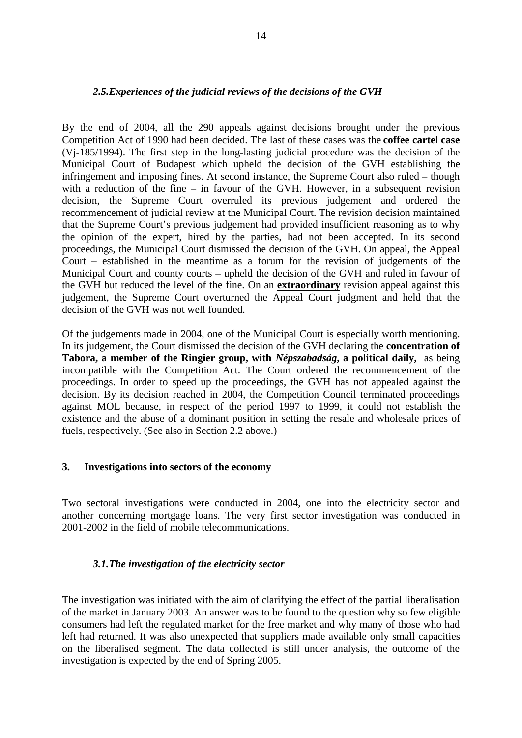### *2.5.Experiences of the judicial reviews of the decisions of the GVH*

By the end of 2004, all the 290 appeals against decisions brought under the previous Competition Act of 1990 had been decided. The last of these cases was the **coffee cartel case** (Vj-185/1994). The first step in the long-lasting judicial procedure was the decision of the Municipal Court of Budapest which upheld the decision of the GVH establishing the infringement and imposing fines. At second instance, the Supreme Court also ruled – though with a reduction of the fine – in favour of the GVH. However, in a subsequent revision decision, the Supreme Court overruled its previous judgement and ordered the recommencement of judicial review at the Municipal Court. The revision decision maintained that the Supreme Court's previous judgement had provided insufficient reasoning as to why the opinion of the expert, hired by the parties, had not been accepted. In its second proceedings, the Municipal Court dismissed the decision of the GVH. On appeal, the Appeal Court – established in the meantime as a forum for the revision of judgements of the Municipal Court and county courts – upheld the decision of the GVH and ruled in favour of the GVH but reduced the level of the fine. On an **extraordinary** revision appeal against this judgement, the Supreme Court overturned the Appeal Court judgment and held that the decision of the GVH was not well founded.

Of the judgements made in 2004, one of the Municipal Court is especially worth mentioning. In its judgement, the Court dismissed the decision of the GVH declaring the **concentration of Tabora, a member of the Ringier group, with *Népszabadság*, a political daily,** as being incompatible with the Competition Act. The Court ordered the recommencement of the proceedings. In order to speed up the proceedings, the GVH has not appealed against the decision. By its decision reached in 2004, the Competition Council terminated proceedings against MOL because, in respect of the period 1997 to 1999, it could not establish the existence and the abuse of a dominant position in setting the resale and wholesale prices of fuels, respectively. (See also in Section 2.2 above.)

## 3. Investigations into sectors of the economy

Two sectoral investigations were conducted in 2004, one into the electricity sector and another concerning mortgage loans. The very first sector investigation was conducted in 2001-2002 in the field of mobile telecommunications.

### *3.1.The investigation of the electricity sector*

The investigation was initiated with the aim of clarifying the effect of the partial liberalisation of the market in January 2003. An answer was to be found to the question why so few eligible consumers had left the regulated market for the free market and why many of those who had left had returned. It was also unexpected that suppliers made available only small capacities on the liberalised segment. The data collected is still under analysis, the outcome of the investigation is expected by the end of Spring 2005.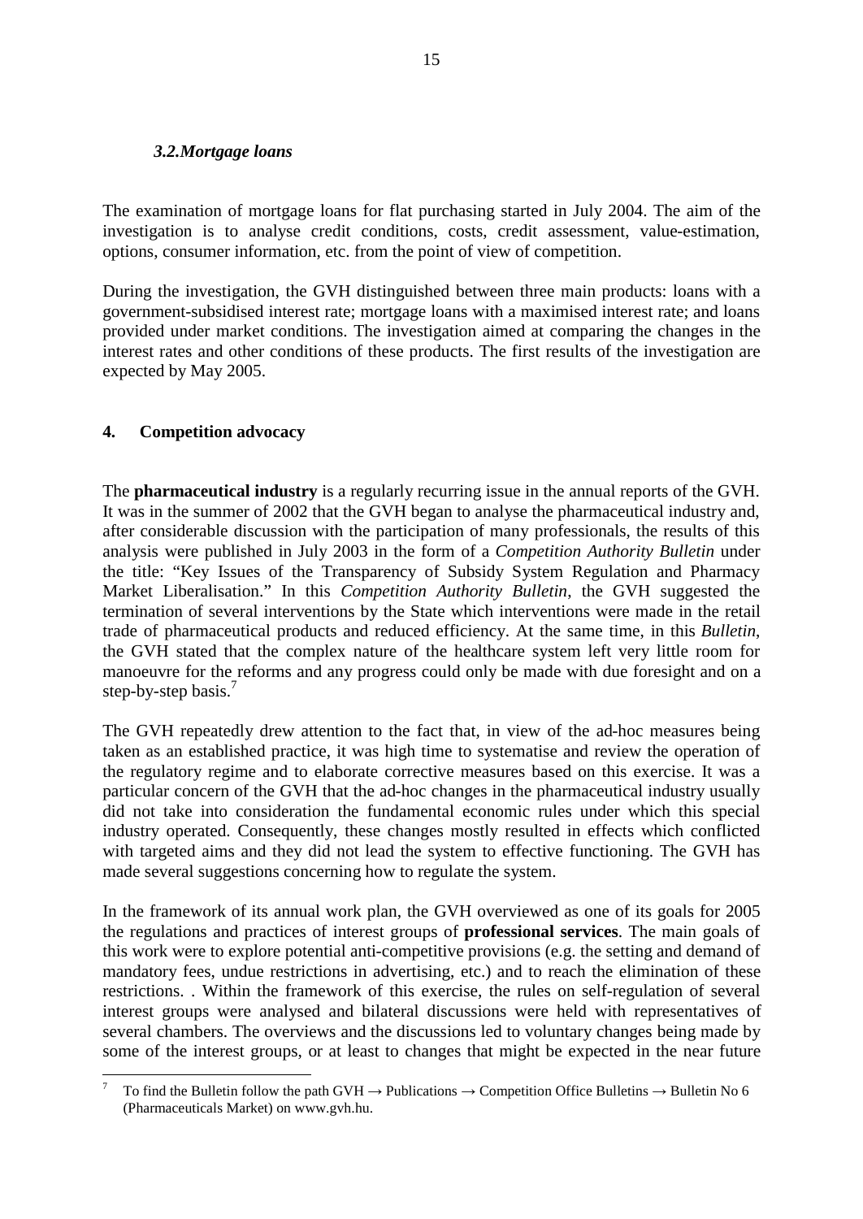### *3.2. Mortgage loans*

The examination of mortgage loans for flat purchasing started in July 2004. The aim of the investigation is to analyse credit conditions, costs, credit assessment, value-estimation, options, consumer information, etc. from the point of view of competition.

During the investigation, the GVH distinguished between three main products: loans with a government-subsidised interest rate; mortgage loans with a maximised interest rate; and loans provided under market conditions. The investigation aimed at comparing the changes in the interest rates and other conditions of these products. The first results of the investigation are expected by May 2005.

## 4. Competition advocacy

The **pharmaceutical industry** is a regularly recurring issue in the annual reports of the GVH. It was in the summer of 2002 that the GVH began to analyse the pharmaceutical industry and, after considerable discussion with the participation of many professionals, the results of this analysis were published in July 2003 in the form of a *Competition Authority Bulletin* under the title: "Key Issues of the Transparency of Subsidy System Regulation and Pharmacy Market Liberalisation." In this *Competition Authority Bulletin*, the GVH suggested the termination of several interventions by the State which interventions were made in the retail trade of pharmaceutical products and reduced efficiency. At the same time, in this *Bulletin*, the GVH stated that the complex nature of the healthcare system left very little room for manoeuvre for the reforms and any progress could only be made with due foresight and on a step-by-step basis.[7]

The GVH repeatedly drew attention to the fact that, in view of the ad-hoc measures being taken as an established practice, it was high time to systematise and review the operation of the regulatory regime and to elaborate corrective measures based on this exercise. It was a particular concern of the GVH that the ad-hoc changes in the pharmaceutical industry usually did not take into consideration the fundamental economic rules under which this special industry operated. Consequently, these changes mostly resulted in effects which conflicted with targeted aims and they did not lead the system to effective functioning. The GVH has made several suggestions concerning how to regulate the system.

In the framework of its annual work plan, the GVH overviewed as one of its goals for 2005 the regulations and practices of interest groups of **professional services**. The main goals of this work were to explore potential anti-competitive provisions (e.g. the setting and demand of mandatory fees, undue restrictions in advertising, etc.) and to reach the elimination of these restrictions. . Within the framework of this exercise, the rules on self-regulation of several interest groups were analysed and bilateral discussions were held with representatives of several chambers. The overviews and the discussions led to voluntary changes being made by some of the interest groups, or at least to changes that might be expected in the near future

---

[7] To find the Bulletin follow the path GVH → Publications → Competition Office Bulletins → Bulletin No 6 (Pharmaceuticals Market) on www.gvh.hu.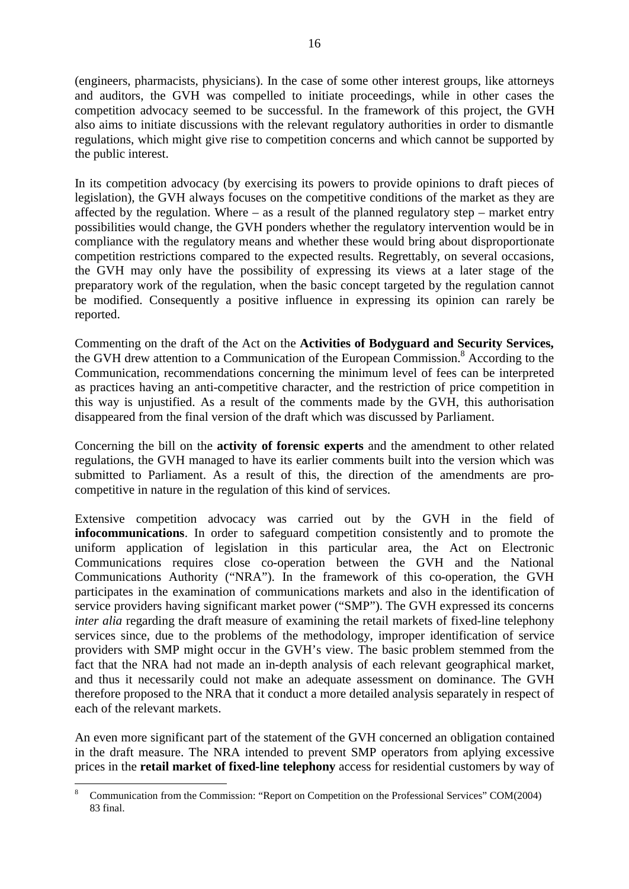(engineers, pharmacists, physicians). In the case of some other interest groups, like attorneys and auditors, the GVH was compelled to initiate proceedings, while in other cases the competition advocacy seemed to be successful. In the framework of this project, the GVH also aims to initiate discussions with the relevant regulatory authorities in order to dismantle regulations, which might give rise to competition concerns and which cannot be supported by the public interest.

In its competition advocacy (by exercising its powers to provide opinions to draft pieces of legislation), the GVH always focuses on the competitive conditions of the market as they are affected by the regulation. Where – as a result of the planned regulatory step – market entry possibilities would change, the GVH ponders whether the regulatory intervention would be in compliance with the regulatory means and whether these would bring about disproportionate competition restrictions compared to the expected results. Regrettably, on several occasions, the GVH may only have the possibility of expressing its views at a later stage of the preparatory work of the regulation, when the basic concept targeted by the regulation cannot be modified. Consequently a positive influence in expressing its opinion can rarely be reported.

Commenting on the draft of the Act on the **Activities of Bodyguard and Security Services,** the GVH drew attention to a Communication of the European Commission.[8] According to the Communication, recommendations concerning the minimum level of fees can be interpreted as practices having an anti-competitive character, and the restriction of price competition in this way is unjustified. As a result of the comments made by the GVH, this authorisation disappeared from the final version of the draft which was discussed by Parliament.

Concerning the bill on the **activity of forensic experts** and the amendment to other related regulations, the GVH managed to have its earlier comments built into the version which was submitted to Parliament. As a result of this, the direction of the amendments are pro-competitive in nature in the regulation of this kind of services.

Extensive competition advocacy was carried out by the GVH in the field of **infocommunications**. In order to safeguard competition consistently and to promote the uniform application of legislation in this particular area, the Act on Electronic Communications requires close co-operation between the GVH and the National Communications Authority ("NRA"). In the framework of this co-operation, the GVH participates in the examination of communications markets and also in the identification of service providers having significant market power ("SMP"). The GVH expressed its concerns *inter alia* regarding the draft measure of examining the retail markets of fixed-line telephony services since, due to the problems of the methodology, improper identification of service providers with SMP might occur in the GVH's view. The basic problem stemmed from the fact that the NRA had not made an in-depth analysis of each relevant geographical market, and thus it necessarily could not make an adequate assessment on dominance. The GVH therefore proposed to the NRA that it conduct a more detailed analysis separately in respect of each of the relevant markets.

An even more significant part of the statement of the GVH concerned an obligation contained in the draft measure. The NRA intended to prevent SMP operators from aplying excessive prices in the **retail market of fixed-line telephony** access for residential customers by way of

[8] Communication from the Commission: "Report on Competition on the Professional Services" COM(2004) 83 final.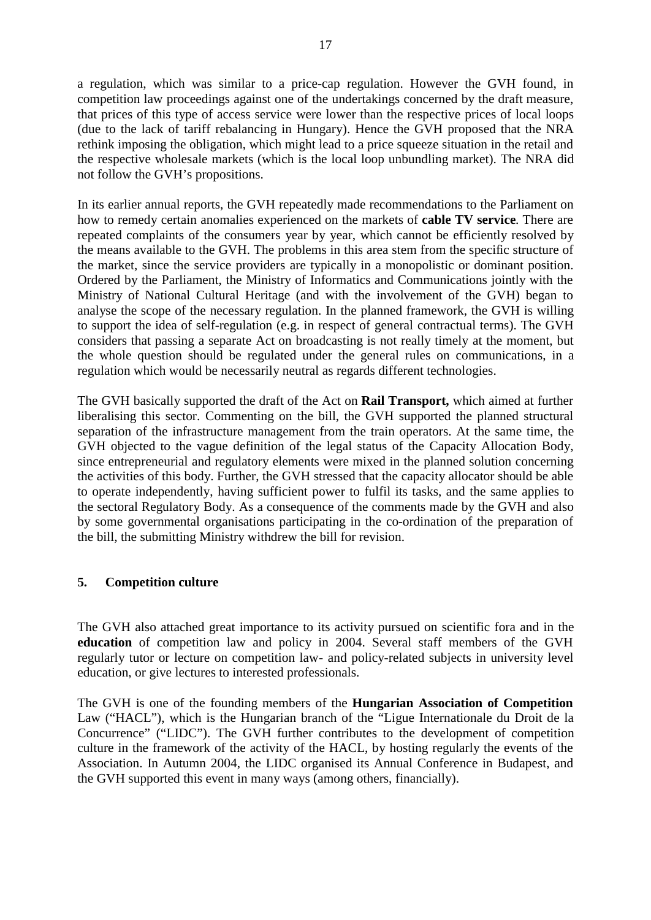a regulation, which was similar to a price-cap regulation. However the GVH found, in competition law proceedings against one of the undertakings concerned by the draft measure, that prices of this type of access service were lower than the respective prices of local loops (due to the lack of tariff rebalancing in Hungary). Hence the GVH proposed that the NRA rethink imposing the obligation, which might lead to a price squeeze situation in the retail and the respective wholesale markets (which is the local loop unbundling market). The NRA did not follow the GVH's propositions.

In its earlier annual reports, the GVH repeatedly made recommendations to the Parliament on how to remedy certain anomalies experienced on the markets of **cable TV service**. There are repeated complaints of the consumers year by year, which cannot be efficiently resolved by the means available to the GVH. The problems in this area stem from the specific structure of the market, since the service providers are typically in a monopolistic or dominant position. Ordered by the Parliament, the Ministry of Informatics and Communications jointly with the Ministry of National Cultural Heritage (and with the involvement of the GVH) began to analyse the scope of the necessary regulation. In the planned framework, the GVH is willing to support the idea of self-regulation (e.g. in respect of general contractual terms). The GVH considers that passing a separate Act on broadcasting is not really timely at the moment, but the whole question should be regulated under the general rules on communications, in a regulation which would be necessarily neutral as regards different technologies.

The GVH basically supported the draft of the Act on **Rail Transport,** which aimed at further liberalising this sector. Commenting on the bill, the GVH supported the planned structural separation of the infrastructure management from the train operators. At the same time, the GVH objected to the vague definition of the legal status of the Capacity Allocation Body, since entrepreneurial and regulatory elements were mixed in the planned solution concerning the activities of this body. Further, the GVH stressed that the capacity allocator should be able to operate independently, having sufficient power to fulfil its tasks, and the same applies to the sectoral Regulatory Body. As a consequence of the comments made by the GVH and also by some governmental organisations participating in the co-ordination of the preparation of the bill, the submitting Ministry withdrew the bill for revision.

## 5. Competition culture

The GVH also attached great importance to its activity pursued on scientific fora and in the **education** of competition law and policy in 2004. Several staff members of the GVH regularly tutor or lecture on competition law- and policy-related subjects in university level education, or give lectures to interested professionals.

The GVH is one of the founding members of the **Hungarian Association of Competition** Law ("HACL"), which is the Hungarian branch of the "Ligue Internationale du Droit de la Concurrence" ("LIDC"). The GVH further contributes to the development of competition culture in the framework of the activity of the HACL, by hosting regularly the events of the Association. In Autumn 2004, the LIDC organised its Annual Conference in Budapest, and the GVH supported this event in many ways (among others, financially).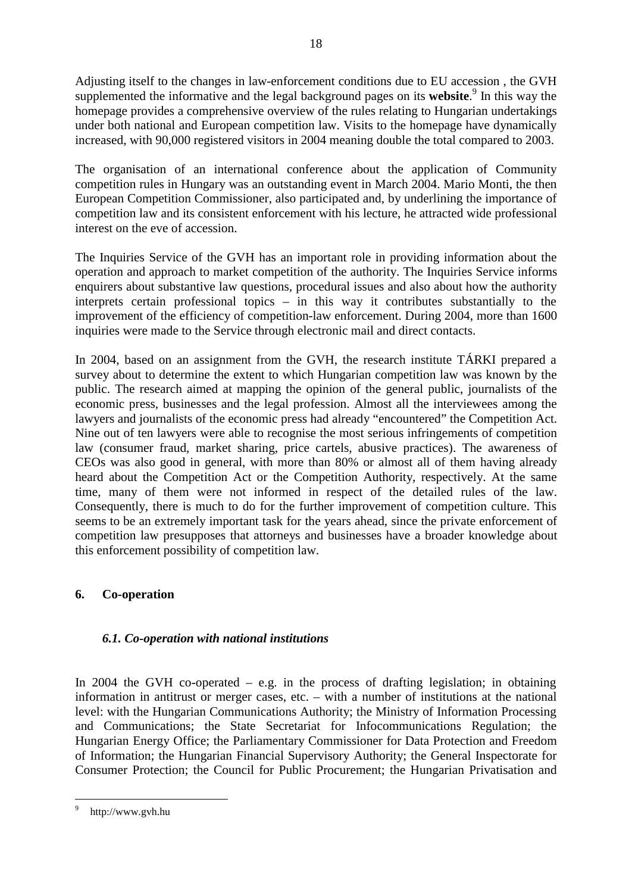Adjusting itself to the changes in law-enforcement conditions due to EU accession , the GVH supplemented the informative and the legal background pages on its **website**.[9] In this way the homepage provides a comprehensive overview of the rules relating to Hungarian undertakings under both national and European competition law. Visits to the homepage have dynamically increased, with 90,000 registered visitors in 2004 meaning double the total compared to 2003.

The organisation of an international conference about the application of Community competition rules in Hungary was an outstanding event in March 2004. Mario Monti, the then European Competition Commissioner, also participated and, by underlining the importance of competition law and its consistent enforcement with his lecture, he attracted wide professional interest on the eve of accession.

The Inquiries Service of the GVH has an important role in providing information about the operation and approach to market competition of the authority. The Inquiries Service informs enquirers about substantive law questions, procedural issues and also about how the authority interprets certain professional topics – in this way it contributes substantially to the improvement of the efficiency of competition-law enforcement. During 2004, more than 1600 inquiries were made to the Service through electronic mail and direct contacts.

In 2004, based on an assignment from the GVH, the research institute TÁRKI prepared a survey about to determine the extent to which Hungarian competition law was known by the public. The research aimed at mapping the opinion of the general public, journalists of the economic press, businesses and the legal profession. Almost all the interviewees among the lawyers and journalists of the economic press had already "encountered" the Competition Act. Nine out of ten lawyers were able to recognise the most serious infringements of competition law (consumer fraud, market sharing, price cartels, abusive practices). The awareness of CEOs was also good in general, with more than 80% or almost all of them having already heard about the Competition Act or the Competition Authority, respectively. At the same time, many of them were not informed in respect of the detailed rules of the law. Consequently, there is much to do for the further improvement of competition culture. This seems to be an extremely important task for the years ahead, since the private enforcement of competition law presupposes that attorneys and businesses have a broader knowledge about this enforcement possibility of competition law.

## 6. Co-operation

### *6.1. Co-operation with national institutions*

In 2004 the GVH co-operated – e.g. in the process of drafting legislation; in obtaining information in antitrust or merger cases, etc. – with a number of institutions at the national level: with the Hungarian Communications Authority; the Ministry of Information Processing and Communications; the State Secretariat for Infocommunications Regulation; the Hungarian Energy Office; the Parliamentary Commissioner for Data Protection and Freedom of Information; the Hungarian Financial Supervisory Authority; the General Inspectorate for Consumer Protection; the Council for Public Procurement; the Hungarian Privatisation and

---

[9] http://www.gvh.hu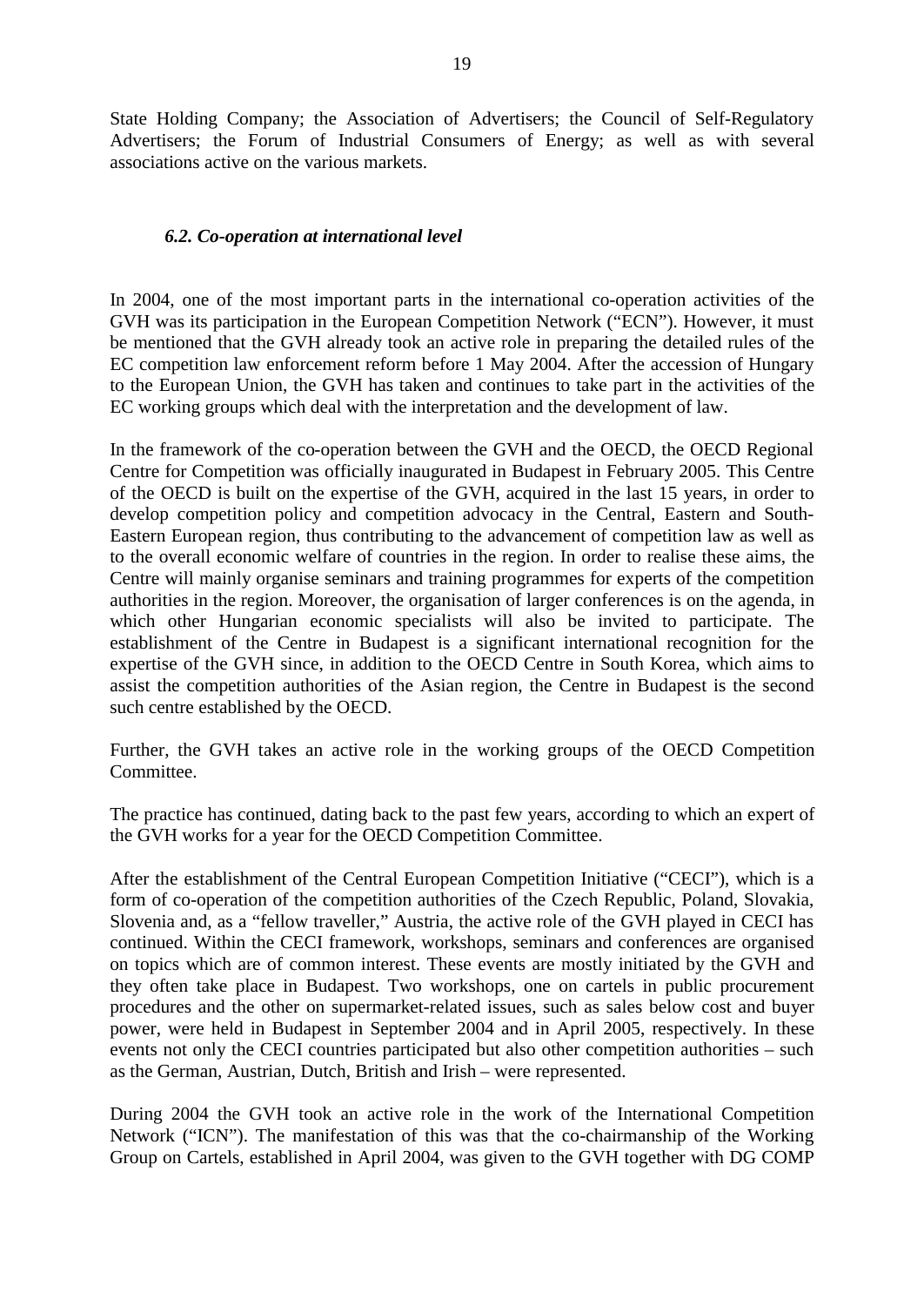State Holding Company; the Association of Advertisers; the Council of Self-Regulatory Advertisers; the Forum of Industrial Consumers of Energy; as well as with several associations active on the various markets.

### *6.2. Co-operation at international level*

In 2004, one of the most important parts in the international co-operation activities of the GVH was its participation in the European Competition Network ("ECN"). However, it must be mentioned that the GVH already took an active role in preparing the detailed rules of the EC competition law enforcement reform before 1 May 2004. After the accession of Hungary to the European Union, the GVH has taken and continues to take part in the activities of the EC working groups which deal with the interpretation and the development of law.

In the framework of the co-operation between the GVH and the OECD, the OECD Regional Centre for Competition was officially inaugurated in Budapest in February 2005. This Centre of the OECD is built on the expertise of the GVH, acquired in the last 15 years, in order to develop competition policy and competition advocacy in the Central, Eastern and South-Eastern European region, thus contributing to the advancement of competition law as well as to the overall economic welfare of countries in the region. In order to realise these aims, the Centre will mainly organise seminars and training programmes for experts of the competition authorities in the region. Moreover, the organisation of larger conferences is on the agenda, in which other Hungarian economic specialists will also be invited to participate. The establishment of the Centre in Budapest is a significant international recognition for the expertise of the GVH since, in addition to the OECD Centre in South Korea, which aims to assist the competition authorities of the Asian region, the Centre in Budapest is the second such centre established by the OECD.

Further, the GVH takes an active role in the working groups of the OECD Competition Committee.

The practice has continued, dating back to the past few years, according to which an expert of the GVH works for a year for the OECD Competition Committee.

After the establishment of the Central European Competition Initiative ("CECI"), which is a form of co-operation of the competition authorities of the Czech Republic, Poland, Slovakia, Slovenia and, as a "fellow traveller," Austria, the active role of the GVH played in CECI has continued. Within the CECI framework, workshops, seminars and conferences are organised on topics which are of common interest. These events are mostly initiated by the GVH and they often take place in Budapest. Two workshops, one on cartels in public procurement procedures and the other on supermarket-related issues, such as sales below cost and buyer power, were held in Budapest in September 2004 and in April 2005, respectively. In these events not only the CECI countries participated but also other competition authorities – such as the German, Austrian, Dutch, British and Irish – were represented.

During 2004 the GVH took an active role in the work of the International Competition Network ("ICN"). The manifestation of this was that the co-chairmanship of the Working Group on Cartels, established in April 2004, was given to the GVH together with DG COMP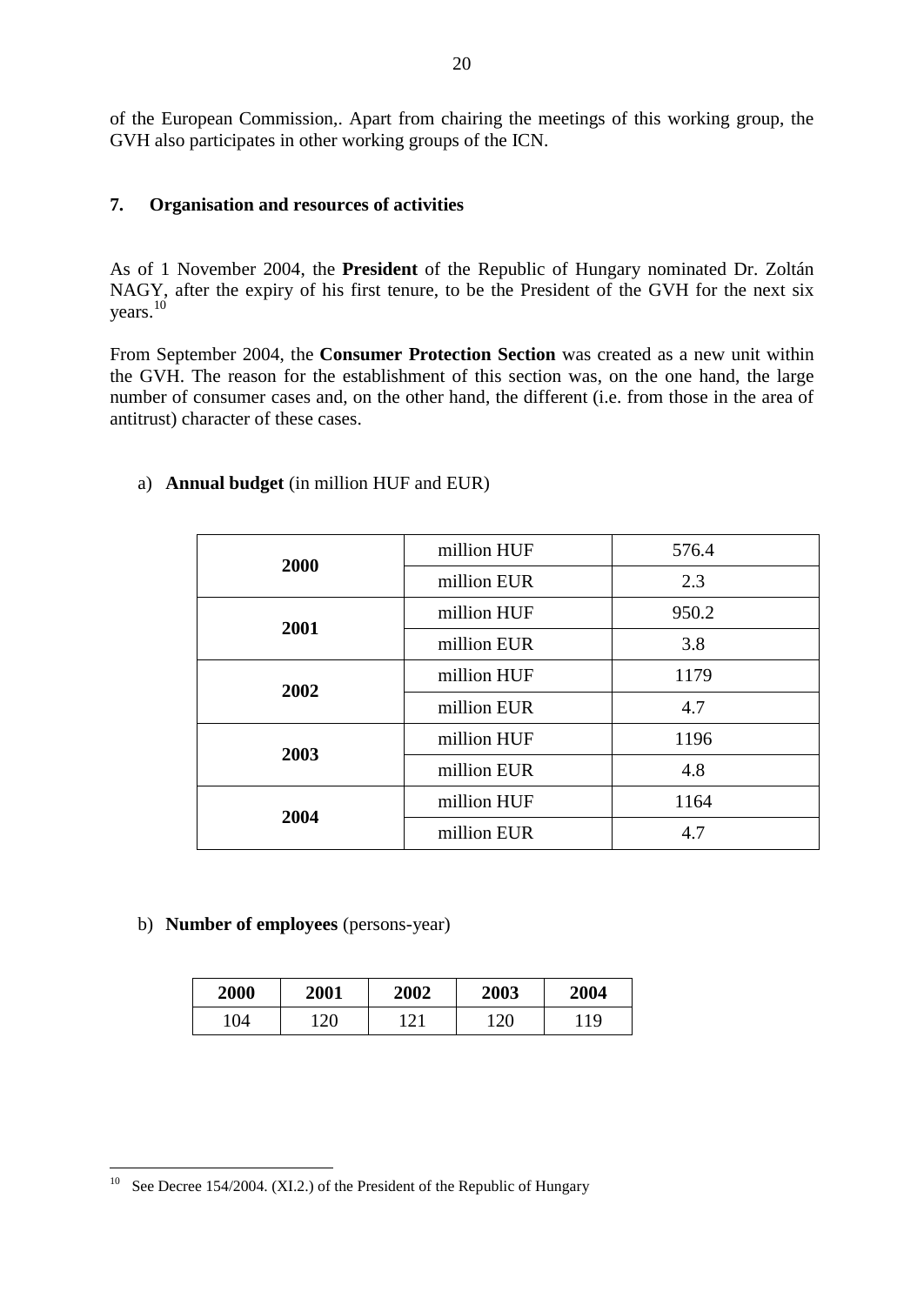of the European Commission,. Apart from chairing the meetings of this working group, the GVH also participates in other working groups of the ICN.

## 7. Organisation and resources of activities

As of 1 November 2004, the **President** of the Republic of Hungary nominated Dr. Zoltán NAGY, after the expiry of his first tenure, to be the President of the GVH for the next six years.[10]

From September 2004, the **Consumer Protection Section** was created as a new unit within the GVH. The reason for the establishment of this section was, on the one hand, the large number of consumer cases and, on the other hand, the different (i.e. from those in the area of antitrust) character of these cases.

a) **Annual budget** (in million HUF and EUR)

| | | |
|---|---|---|
| **2000** | million HUF | 576.4 |
| | million EUR | 2.3 |
| **2001** | million HUF | 950.2 |
| | million EUR | 3.8 |
| **2002** | million HUF | 1179 |
| | million EUR | 4.7 |
| **2003** | million HUF | 1196 |
| | million EUR | 4.8 |
| **2004** | million HUF | 1164 |
| | million EUR | 4.7 |

b) **Number of employees** (persons-year)

| **2000** | **2001** | **2002** | **2003** | **2004** |
|---|---|---|---|---|
| 104 | 120 | 121 | 120 | 119 |

[10] See Decree 154/2004. (XI.2.) of the President of the Republic of Hungary